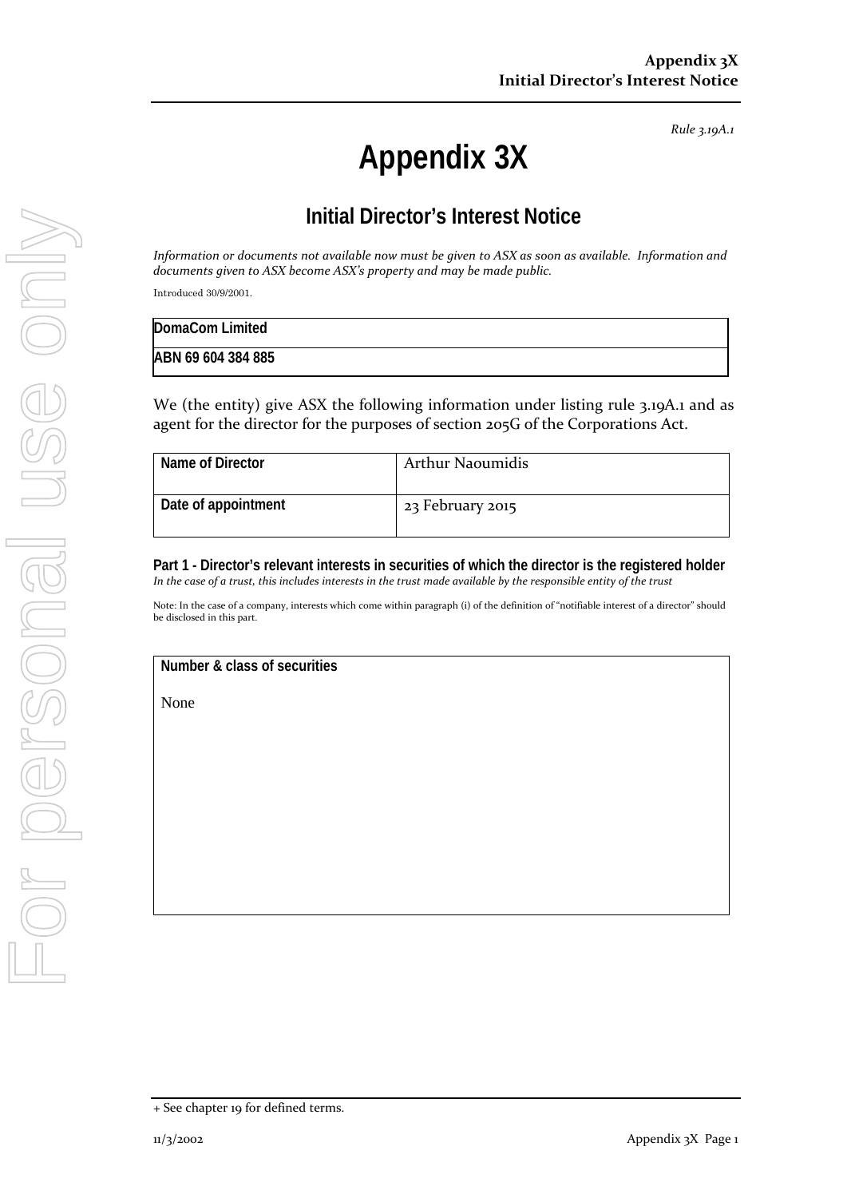*Rule 3.19A.1*

# Appendix 3X

## Initial Director's Interest Notice

*Information or documents not available now must be given to ASX as soon as available. Information and documents given to ASX become ASX's property and may be made public.*

Introduced 30/9/2001.

| DomaCom Limited |
|---|
| ABN 69 604 384 885 |

We (the entity) give ASX the following information under listing rule 3.19A.1 and as agent for the director for the purposes of section 205G of the Corporations Act.

| Name of Director | Arthur Naoumidis |
|---|---|
| Date of appointment | 23 February 2015 |

**Part 1 - Director's relevant interests in securities of which the director is the registered holder**
*In the case of a trust, this includes interests in the trust made available by the responsible entity of the trust*

Note: In the case of a company, interests which come within paragraph (i) of the definition of "notifiable interest of a director" should be disclosed in this part.

| Number & class of securities |
|---|
| None |

+ See chapter 19 for defined terms.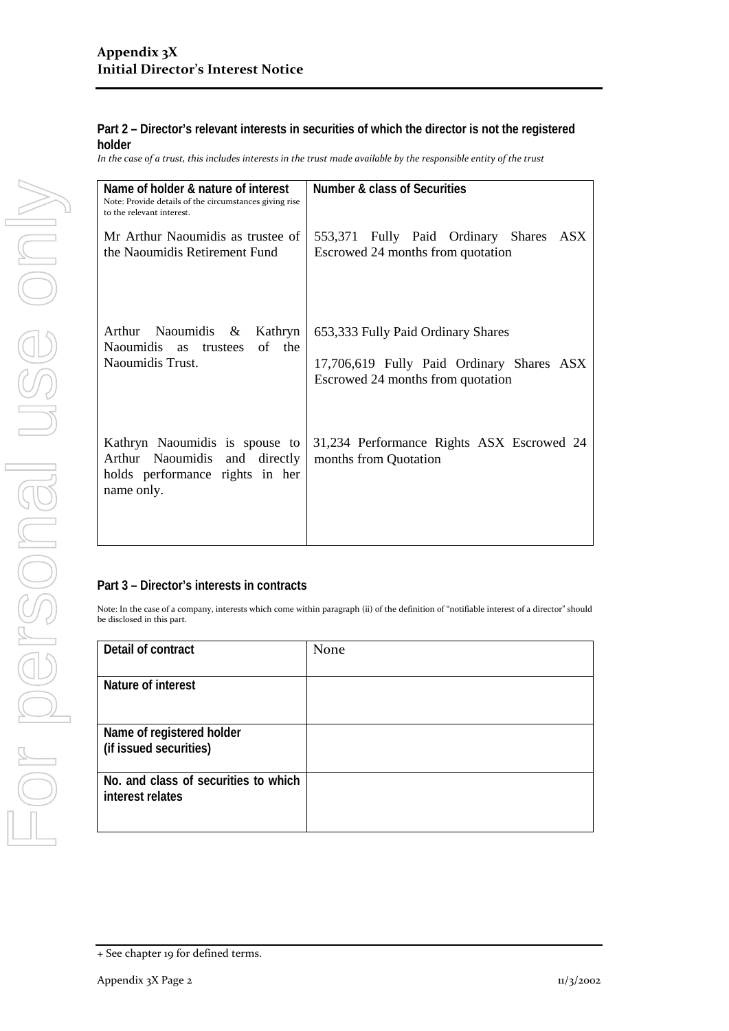## Part 2 – Director's relevant interests in securities of which the director is not the registered holder

*In the case of a trust, this includes interests in the trust made available by the responsible entity of the trust*

| Name of holder & nature of interest<br>Note: Provide details of the circumstances giving rise to the relevant interest. | Number & class of Securities |
|---|---|
| Mr Arthur Naoumidis as trustee of the Naoumidis Retirement Fund | 553,371 Fully Paid Ordinary Shares ASX Escrowed 24 months from quotation |
| Arthur Naoumidis & Kathryn Naoumidis as trustees of the Naoumidis Trust. | 653,333 Fully Paid Ordinary Shares<br><br>17,706,619 Fully Paid Ordinary Shares ASX Escrowed 24 months from quotation |
| Kathryn Naoumidis is spouse to Arthur Naoumidis and directly holds performance rights in her name only. | 31,234 Performance Rights ASX Escrowed 24 months from Quotation |

## Part 3 – Director's interests in contracts

Note: In the case of a company, interests which come within paragraph (ii) of the definition of "notifiable interest of a director" should be disclosed in this part.

| | |
|---|---|
| Detail of contract | None |
| Nature of interest | |
| Name of registered holder (if issued securities) | |
| No. and class of securities to which interest relates | |

+ See chapter 19 for defined terms.